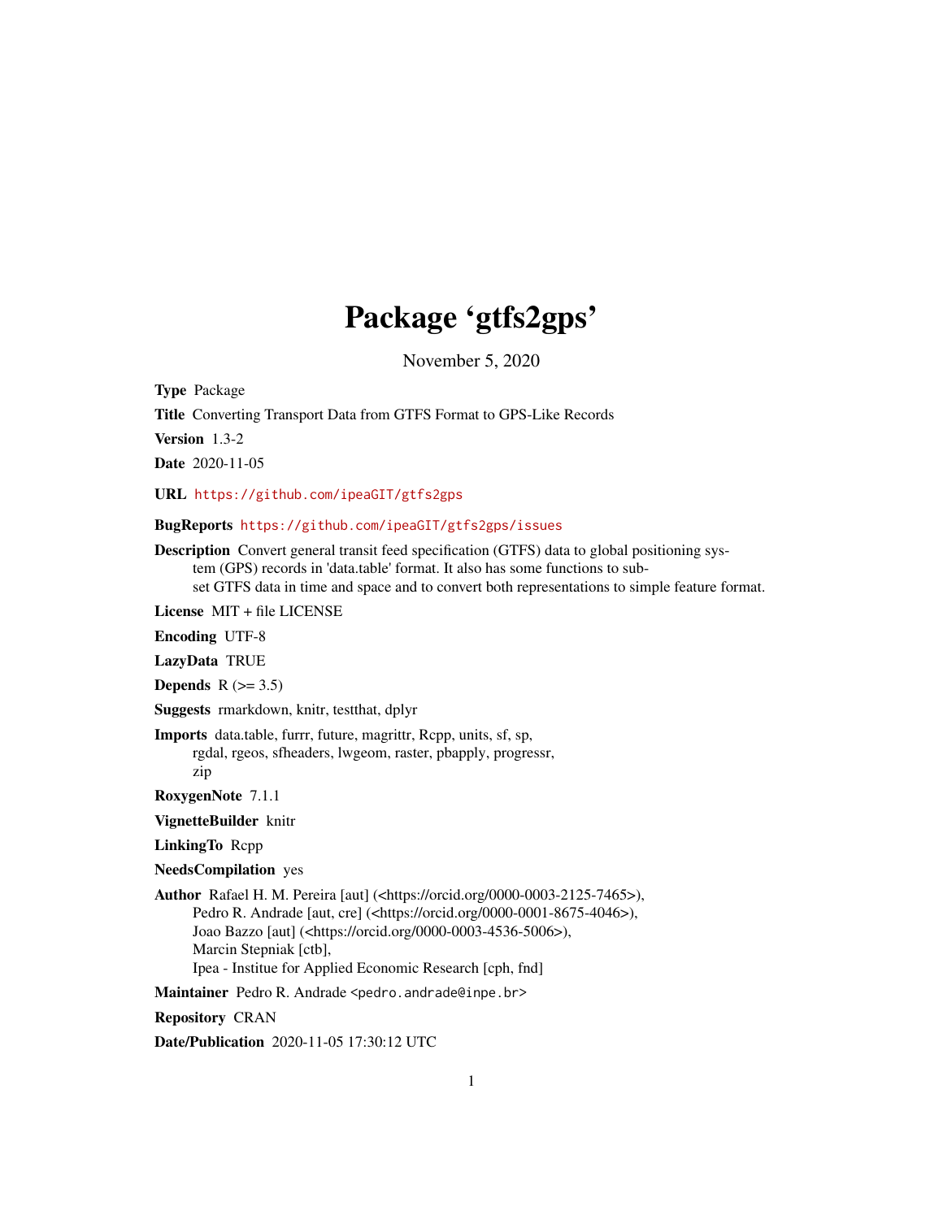# Package 'gtfs2gps'

November 5, 2020

**Type** Package

**Title** Converting Transport Data from GTFS Format to GPS-Like Records

**Version** 1.3-2

**Date** 2020-11-05

**URL** https://github.com/ipeaGIT/gtfs2gps

**BugReports** https://github.com/ipeaGIT/gtfs2gps/issues

**Description** Convert general transit feed specification (GTFS) data to global positioning system (GPS) records in 'data.table' format. It also has some functions to subset GTFS data in time and space and to convert both representations to simple feature format.

**License** MIT + file LICENSE

**Encoding** UTF-8

**LazyData** TRUE

**Depends** R (>= 3.5)

**Suggests** rmarkdown, knitr, testthat, dplyr

**Imports** data.table, furrr, future, magrittr, Rcpp, units, sf, sp, rgdal, rgeos, sfheaders, lwgeom, raster, pbapply, progressr, zip

**RoxygenNote** 7.1.1

**VignetteBuilder** knitr

**LinkingTo** Rcpp

**NeedsCompilation** yes

**Author** Rafael H. M. Pereira [aut] (<https://orcid.org/0000-0003-2125-7465>), Pedro R. Andrade [aut, cre] (<https://orcid.org/0000-0001-8675-4046>), Joao Bazzo [aut] (<https://orcid.org/0000-0003-4536-5006>), Marcin Stepniak [ctb], Ipea - Institue for Applied Economic Research [cph, fnd]

**Maintainer** Pedro R. Andrade <pedro.andrade@inpe.br>

**Repository** CRAN

**Date/Publication** 2020-11-05 17:30:12 UTC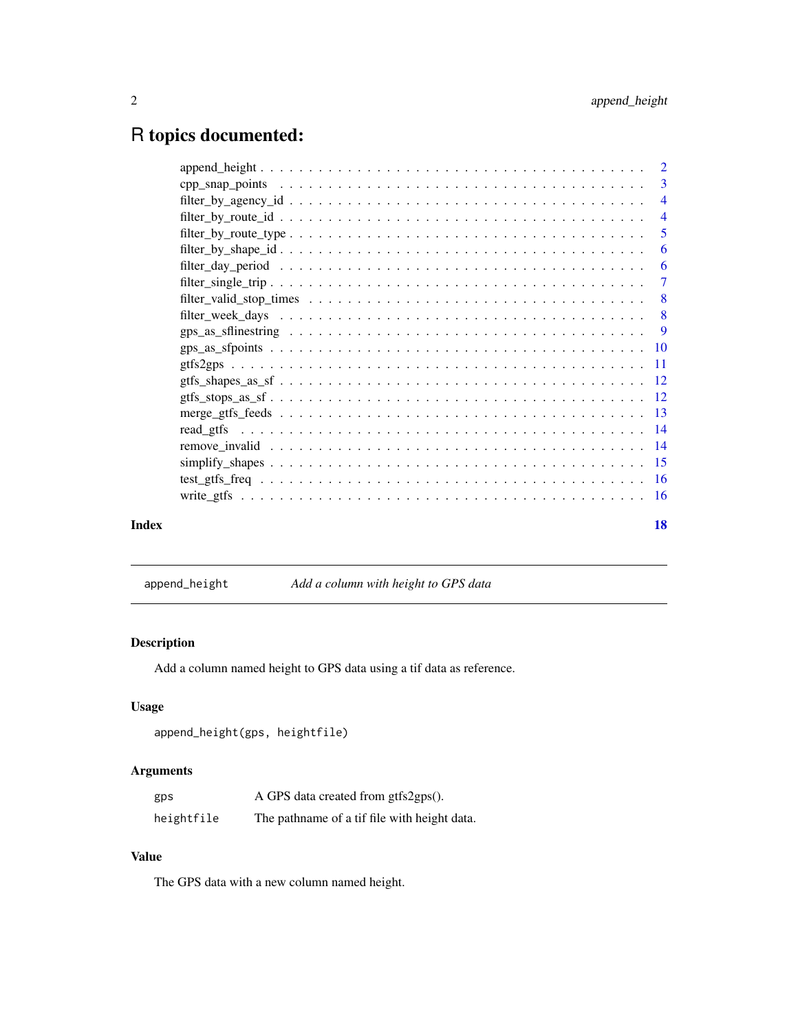# R topics documented:

| | |
|---|---|
| append_height | 2 |
| cpp_snap_points | 3 |
| filter_by_agency_id | 4 |
| filter_by_route_id | 4 |
| filter_by_route_type | 5 |
| filter_by_shape_id | 6 |
| filter_day_period | 6 |
| filter_single_trip | 7 |
| filter_valid_stop_times | 8 |
| filter_week_days | 8 |
| gps_as_sflinestring | 9 |
| gps_as_sfpoints | 10 |
| gtfs2gps | 11 |
| gtfs_shapes_as_sf | 12 |
| gtfs_stops_as_sf | 12 |
| merge_gtfs_feeds | 13 |
| read_gtfs | 14 |
| remove_invalid | 14 |
| simplify_shapes | 15 |
| test_gtfs_freq | 16 |
| write_gtfs | 16 |
| **Index** | **18** |

---

## append_height — *Add a column with height to GPS data*

### Description

Add a column named height to GPS data using a tif data as reference.

### Usage

```
append_height(gps, heightfile)
```

### Arguments

| | |
|---|---|
| `gps` | A GPS data created from gtfs2gps(). |
| `heightfile` | The pathname of a tif file with height data. |

### Value

The GPS data with a new column named height.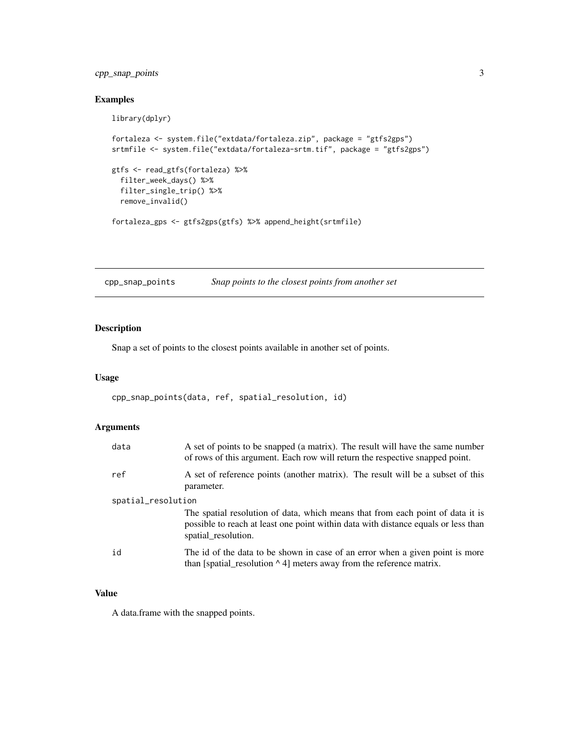## Examples

```
library(dplyr)

fortaleza <- system.file("extdata/fortaleza.zip", package = "gtfs2gps")
srtmfile <- system.file("extdata/fortaleza-srtm.tif", package = "gtfs2gps")

gtfs <- read_gtfs(fortaleza) %>%
  filter_week_days() %>%
  filter_single_trip() %>%
  remove_invalid()

fortaleza_gps <- gtfs2gps(gtfs) %>% append_height(srtmfile)
```

---

# cpp_snap_points — *Snap points to the closest points from another set*

---

## Description

Snap a set of points to the closest points available in another set of points.

## Usage

```
cpp_snap_points(data, ref, spatial_resolution, id)
```

## Arguments

| Argument | Description |
| --- | --- |
| `data` | A set of points to be snapped (a matrix). The result will have the same number of rows of this argument. Each row will return the respective snapped point. |
| `ref` | A set of reference points (another matrix). The result will be a subset of this parameter. |
| `spatial_resolution` | The spatial resolution of data, which means that from each point of data it is possible to reach at least one point within data with distance equals or less than spatial_resolution. |
| `id` | The id of the data to be shown in case of an error when a given point is more than [spatial_resolution ^ 4] meters away from the reference matrix. |

## Value

A data.frame with the snapped points.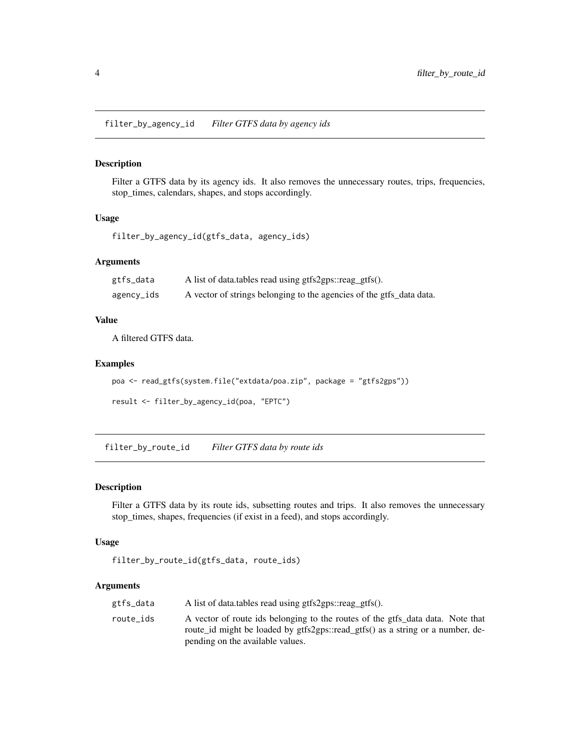## filter_by_agency_id *Filter GTFS data by agency ids*

### Description

Filter a GTFS data by its agency ids. It also removes the unnecessary routes, trips, frequencies, stop_times, calendars, shapes, and stops accordingly.

### Usage

```
filter_by_agency_id(gtfs_data, agency_ids)
```

### Arguments

| | |
|---|---|
| gtfs_data | A list of data.tables read using gtfs2gps::reag_gtfs(). |
| agency_ids | A vector of strings belonging to the agencies of the gtfs_data data. |

### Value

A filtered GTFS data.

### Examples

```
poa <- read_gtfs(system.file("extdata/poa.zip", package = "gtfs2gps"))

result <- filter_by_agency_id(poa, "EPTC")
```

## filter_by_route_id *Filter GTFS data by route ids*

### Description

Filter a GTFS data by its route ids, subsetting routes and trips. It also removes the unnecessary stop_times, shapes, frequencies (if exist in a feed), and stops accordingly.

### Usage

```
filter_by_route_id(gtfs_data, route_ids)
```

### Arguments

| | |
|---|---|
| gtfs_data | A list of data.tables read using gtfs2gps::reag_gtfs(). |
| route_ids | A vector of route ids belonging to the routes of the gtfs_data data. Note that route_id might be loaded by gtfs2gps::read_gtfs() as a string or a number, depending on the available values. |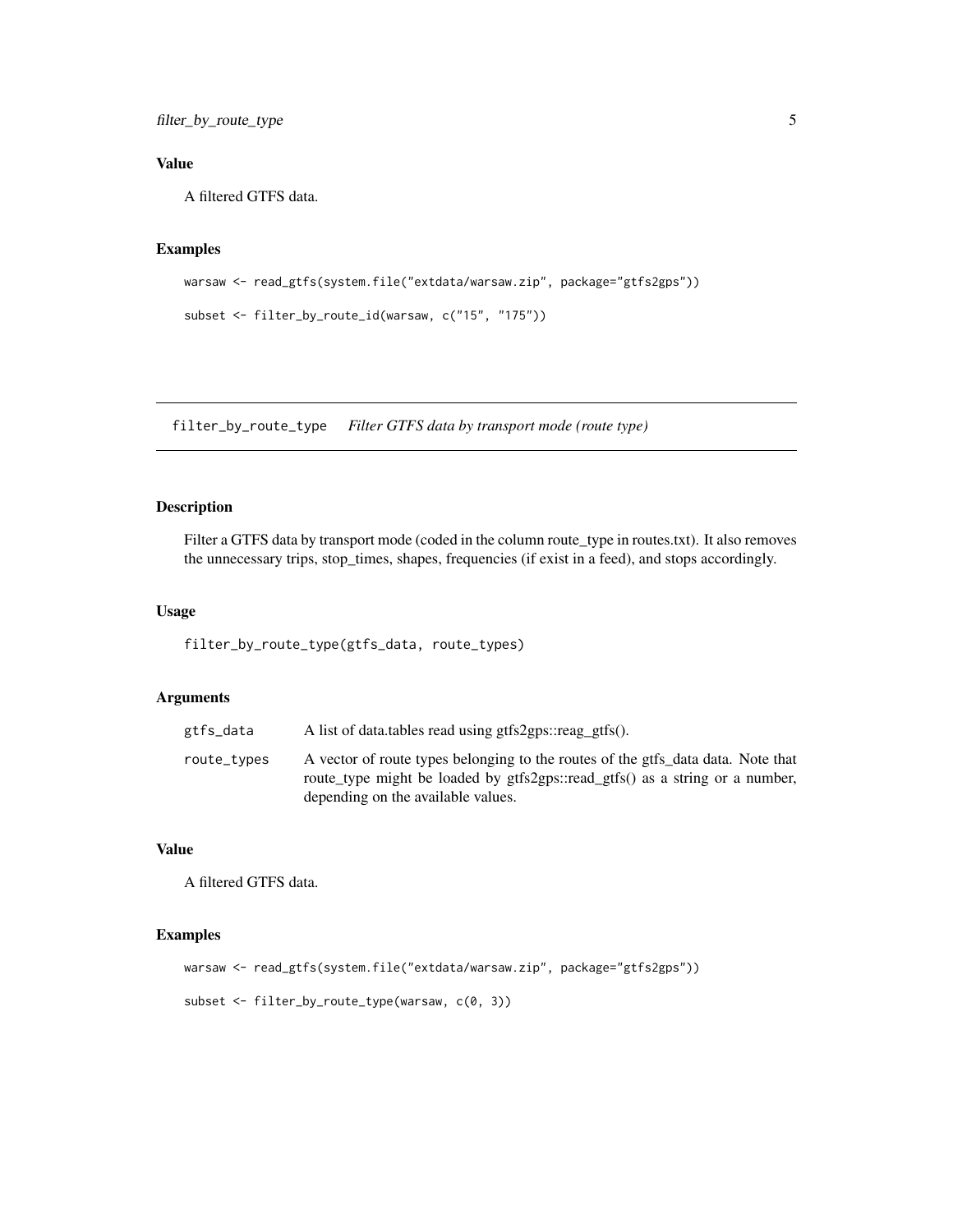### Value

A filtered GTFS data.

### Examples

```
warsaw <- read_gtfs(system.file("extdata/warsaw.zip", package="gtfs2gps"))

subset <- filter_by_route_id(warsaw, c("15", "175"))
```

---

## filter_by_route_type    *Filter GTFS data by transport mode (route type)*

---

### Description

Filter a GTFS data by transport mode (coded in the column route_type in routes.txt). It also removes the unnecessary trips, stop_times, shapes, frequencies (if exist in a feed), and stops accordingly.

### Usage

```
filter_by_route_type(gtfs_data, route_types)
```

### Arguments

| | |
|---|---|
| `gtfs_data` | A list of data.tables read using gtfs2gps::reag_gtfs(). |
| `route_types` | A vector of route types belonging to the routes of the gtfs_data data. Note that route_type might be loaded by gtfs2gps::read_gtfs() as a string or a number, depending on the available values. |

### Value

A filtered GTFS data.

### Examples

```
warsaw <- read_gtfs(system.file("extdata/warsaw.zip", package="gtfs2gps"))

subset <- filter_by_route_type(warsaw, c(0, 3))
```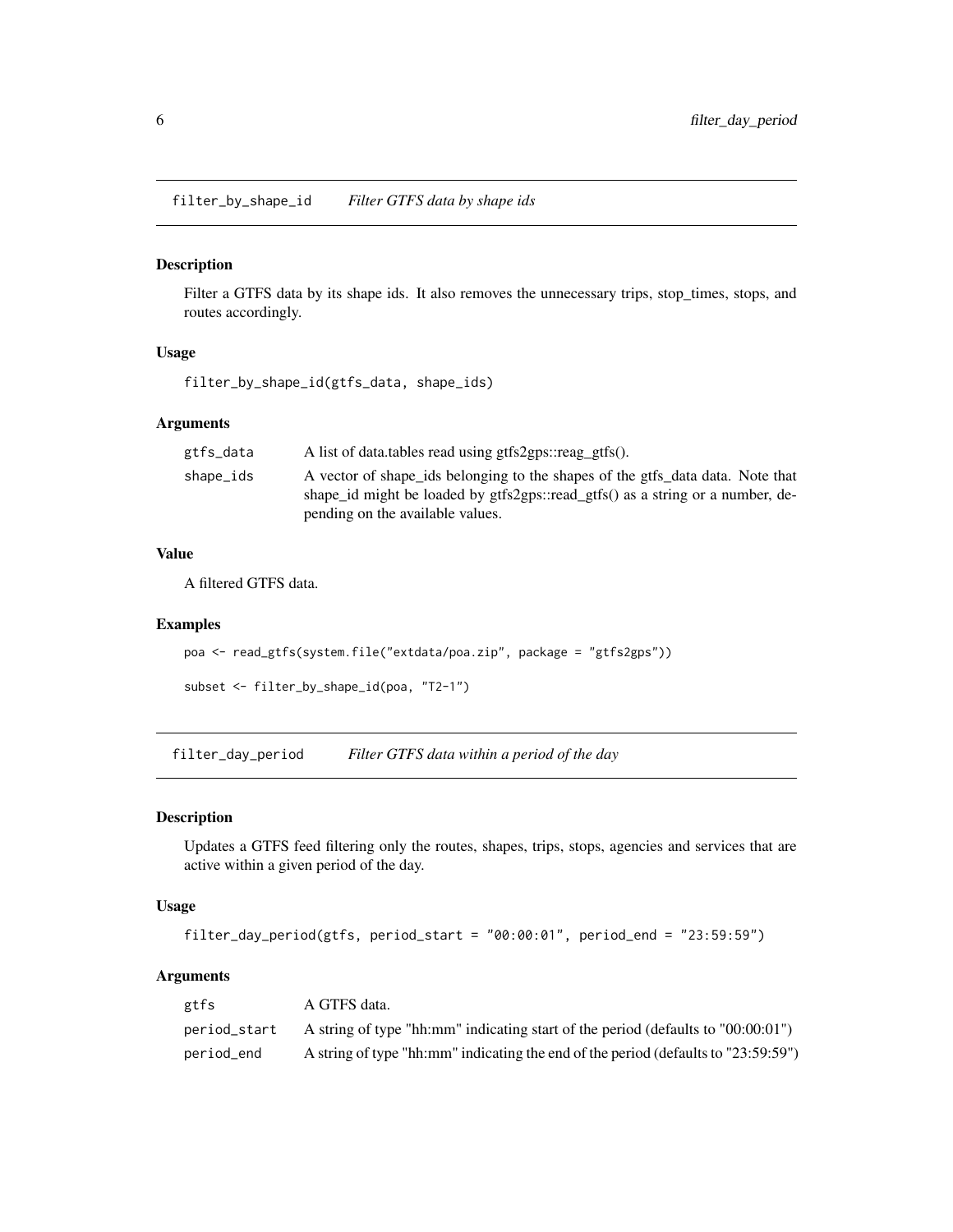## filter_by_shape_id — *Filter GTFS data by shape ids*

### Description

Filter a GTFS data by its shape ids. It also removes the unnecessary trips, stop_times, stops, and routes accordingly.

### Usage

```
filter_by_shape_id(gtfs_data, shape_ids)
```

### Arguments

| | |
|---|---|
| gtfs_data | A list of data.tables read using gtfs2gps::reag_gtfs(). |
| shape_ids | A vector of shape_ids belonging to the shapes of the gtfs_data data. Note that shape_id might be loaded by gtfs2gps::read_gtfs() as a string or a number, depending on the available values. |

### Value

A filtered GTFS data.

### Examples

```
poa <- read_gtfs(system.file("extdata/poa.zip", package = "gtfs2gps"))

subset <- filter_by_shape_id(poa, "T2-1")
```

## filter_day_period — *Filter GTFS data within a period of the day*

### Description

Updates a GTFS feed filtering only the routes, shapes, trips, stops, agencies and services that are active within a given period of the day.

### Usage

```
filter_day_period(gtfs, period_start = "00:00:01", period_end = "23:59:59")
```

### Arguments

| | |
|---|---|
| gtfs | A GTFS data. |
| period_start | A string of type "hh:mm" indicating start of the period (defaults to "00:00:01") |
| period_end | A string of type "hh:mm" indicating the end of the period (defaults to "23:59:59") |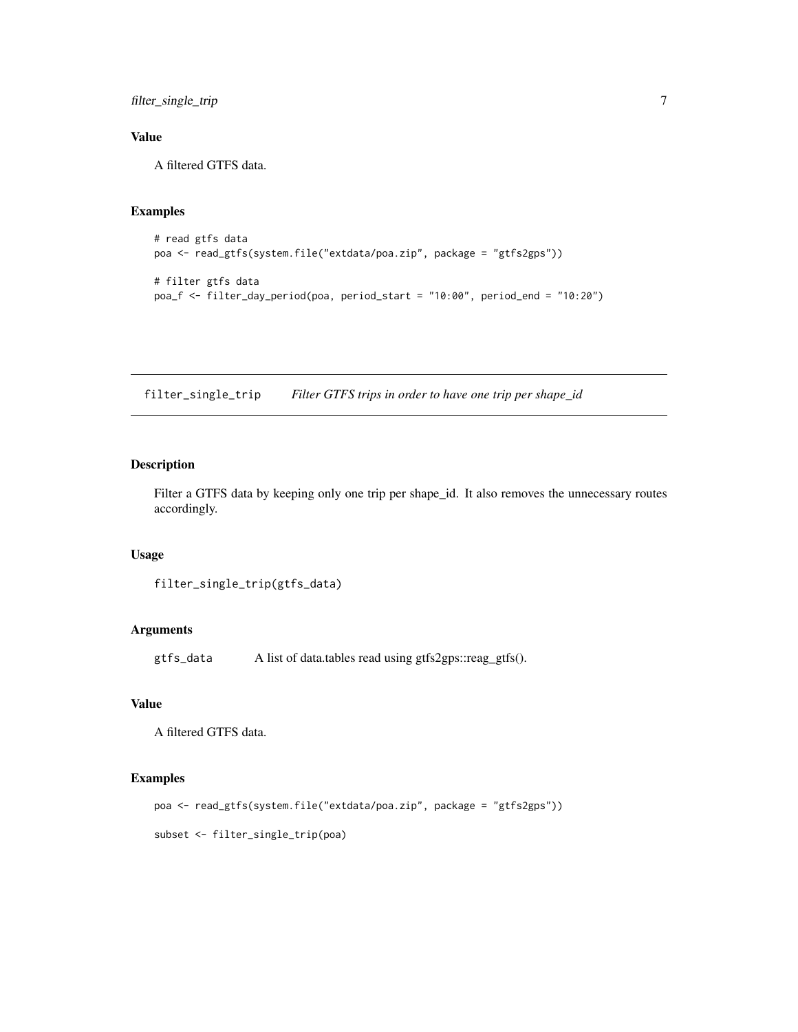### Value

A filtered GTFS data.

### Examples

```
# read gtfs data
poa <- read_gtfs(system.file("extdata/poa.zip", package = "gtfs2gps"))

# filter gtfs data
poa_f <- filter_day_period(poa, period_start = "10:00", period_end = "10:20")
```

---

## filter_single_trip    *Filter GTFS trips in order to have one trip per shape_id*

---

### Description

Filter a GTFS data by keeping only one trip per shape_id. It also removes the unnecessary routes accordingly.

### Usage

```
filter_single_trip(gtfs_data)
```

### Arguments

| | |
|---|---|
| gtfs_data | A list of data.tables read using gtfs2gps::reag_gtfs(). |

### Value

A filtered GTFS data.

### Examples

```
poa <- read_gtfs(system.file("extdata/poa.zip", package = "gtfs2gps"))

subset <- filter_single_trip(poa)
```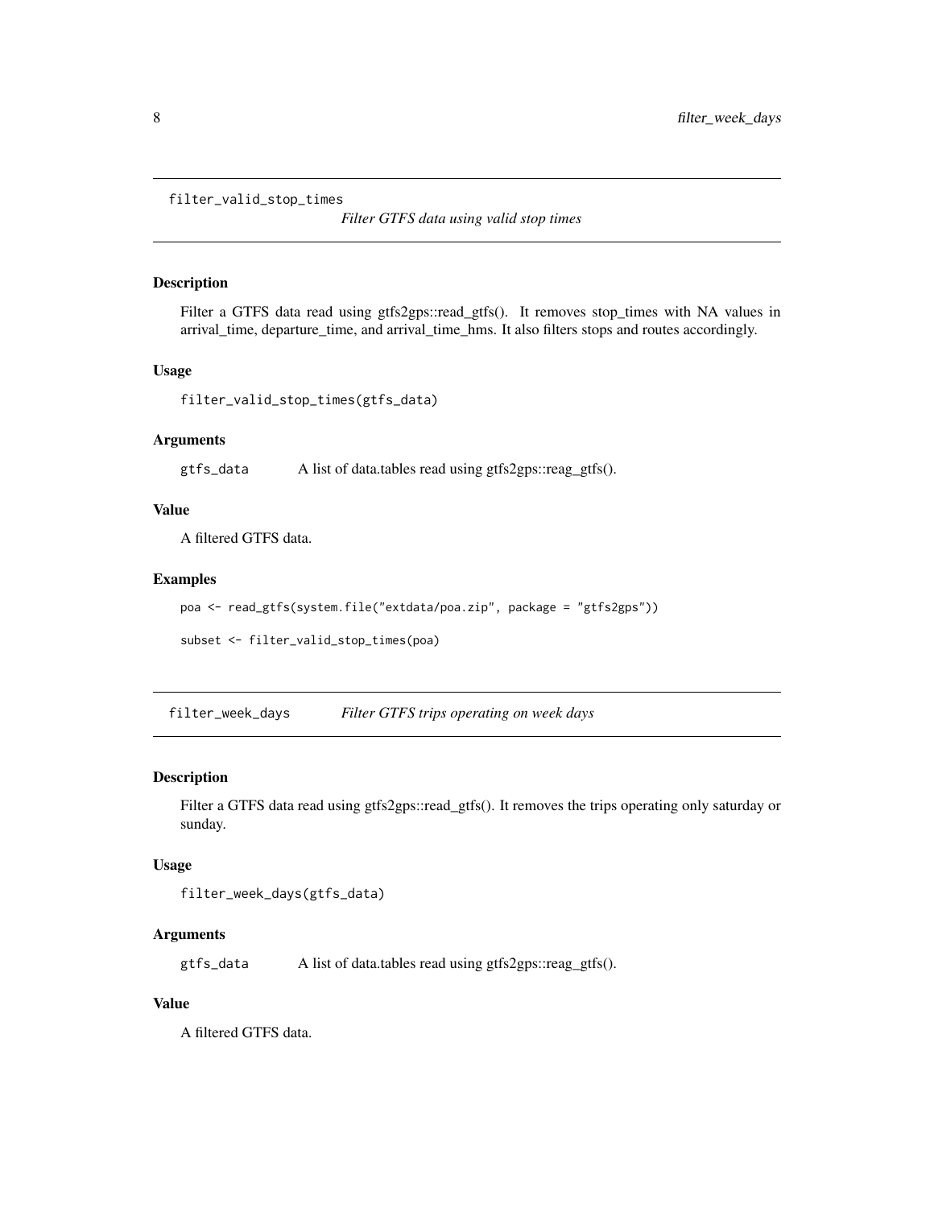## filter_valid_stop_times

*Filter GTFS data using valid stop times*

### Description

Filter a GTFS data read using gtfs2gps::read_gtfs(). It removes stop_times with NA values in arrival_time, departure_time, and arrival_time_hms. It also filters stops and routes accordingly.

### Usage

```
filter_valid_stop_times(gtfs_data)
```

### Arguments

| | |
|---|---|
| gtfs_data | A list of data.tables read using gtfs2gps::reag_gtfs(). |

### Value

A filtered GTFS data.

### Examples

```
poa <- read_gtfs(system.file("extdata/poa.zip", package = "gtfs2gps"))

subset <- filter_valid_stop_times(poa)
```

## filter_week_days

*Filter GTFS trips operating on week days*

### Description

Filter a GTFS data read using gtfs2gps::read_gtfs(). It removes the trips operating only saturday or sunday.

### Usage

```
filter_week_days(gtfs_data)
```

### Arguments

| | |
|---|---|
| gtfs_data | A list of data.tables read using gtfs2gps::reag_gtfs(). |

### Value

A filtered GTFS data.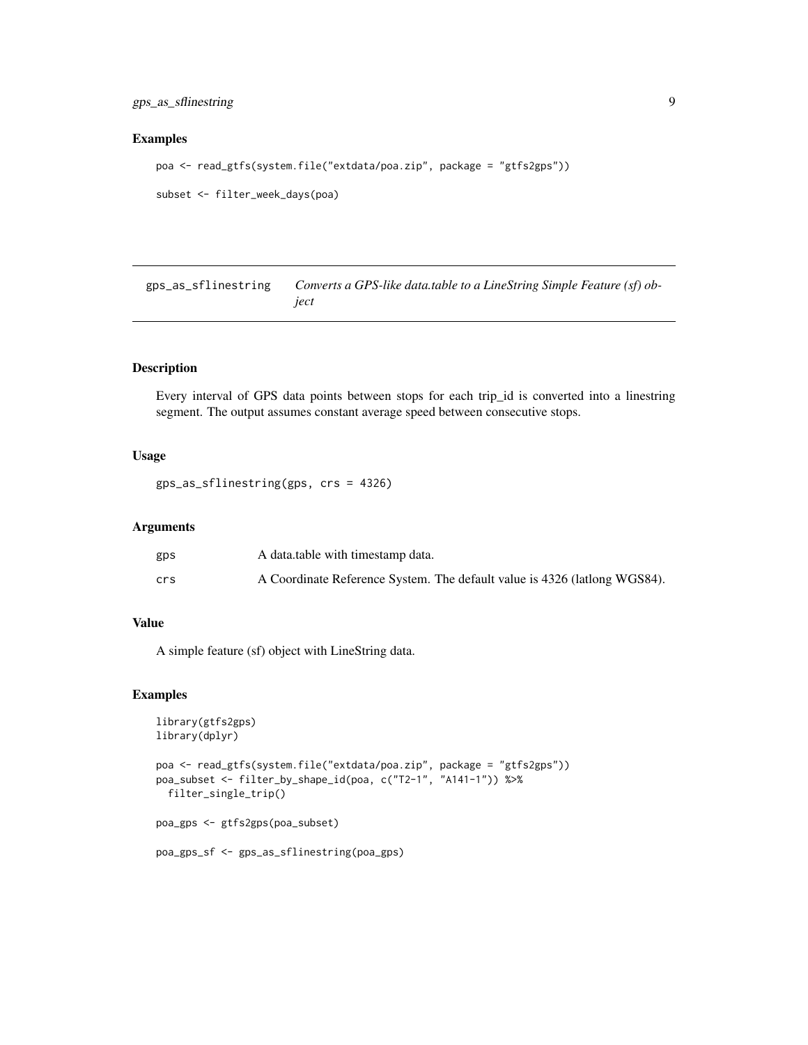## Examples

```
poa <- read_gtfs(system.file("extdata/poa.zip", package = "gtfs2gps"))

subset <- filter_week_days(poa)
```

---

## gps_as_sflinestring

*Converts a GPS-like data.table to a LineString Simple Feature (sf) object*

---

### Description

Every interval of GPS data points between stops for each trip_id is converted into a linestring segment. The output assumes constant average speed between consecutive stops.

### Usage

```
gps_as_sflinestring(gps, crs = 4326)
```

### Arguments

| | |
|---|---|
| `gps` | A data.table with timestamp data. |
| `crs` | A Coordinate Reference System. The default value is 4326 (latlong WGS84). |

### Value

A simple feature (sf) object with LineString data.

### Examples

```
library(gtfs2gps)
library(dplyr)

poa <- read_gtfs(system.file("extdata/poa.zip", package = "gtfs2gps"))
poa_subset <- filter_by_shape_id(poa, c("T2-1", "A141-1")) %>%
  filter_single_trip()

poa_gps <- gtfs2gps(poa_subset)

poa_gps_sf <- gps_as_sflinestring(poa_gps)
```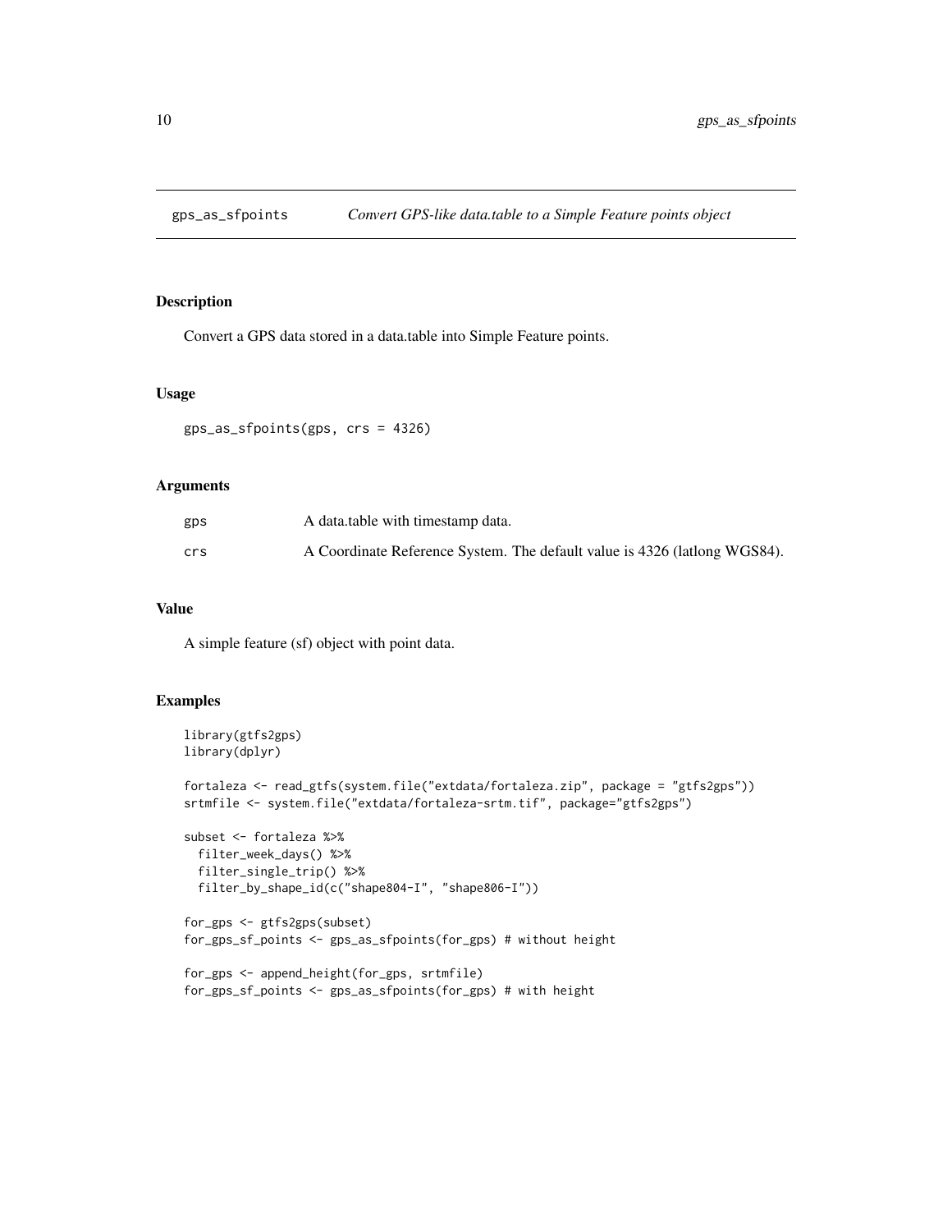## gps_as_sfpoints *Convert GPS-like data.table to a Simple Feature points object*

### Description

Convert a GPS data stored in a data.table into Simple Feature points.

### Usage

```
gps_as_sfpoints(gps, crs = 4326)
```

### Arguments

| | |
|---|---|
| gps | A data.table with timestamp data. |
| crs | A Coordinate Reference System. The default value is 4326 (latlong WGS84). |

### Value

A simple feature (sf) object with point data.

### Examples

```
library(gtfs2gps)
library(dplyr)

fortaleza <- read_gtfs(system.file("extdata/fortaleza.zip", package = "gtfs2gps"))
srtmfile <- system.file("extdata/fortaleza-srtm.tif", package="gtfs2gps")

subset <- fortaleza %>%
  filter_week_days() %>%
  filter_single_trip() %>%
  filter_by_shape_id(c("shape804-I", "shape806-I"))

for_gps <- gtfs2gps(subset)
for_gps_sf_points <- gps_as_sfpoints(for_gps) # without height

for_gps <- append_height(for_gps, srtmfile)
for_gps_sf_points <- gps_as_sfpoints(for_gps) # with height
```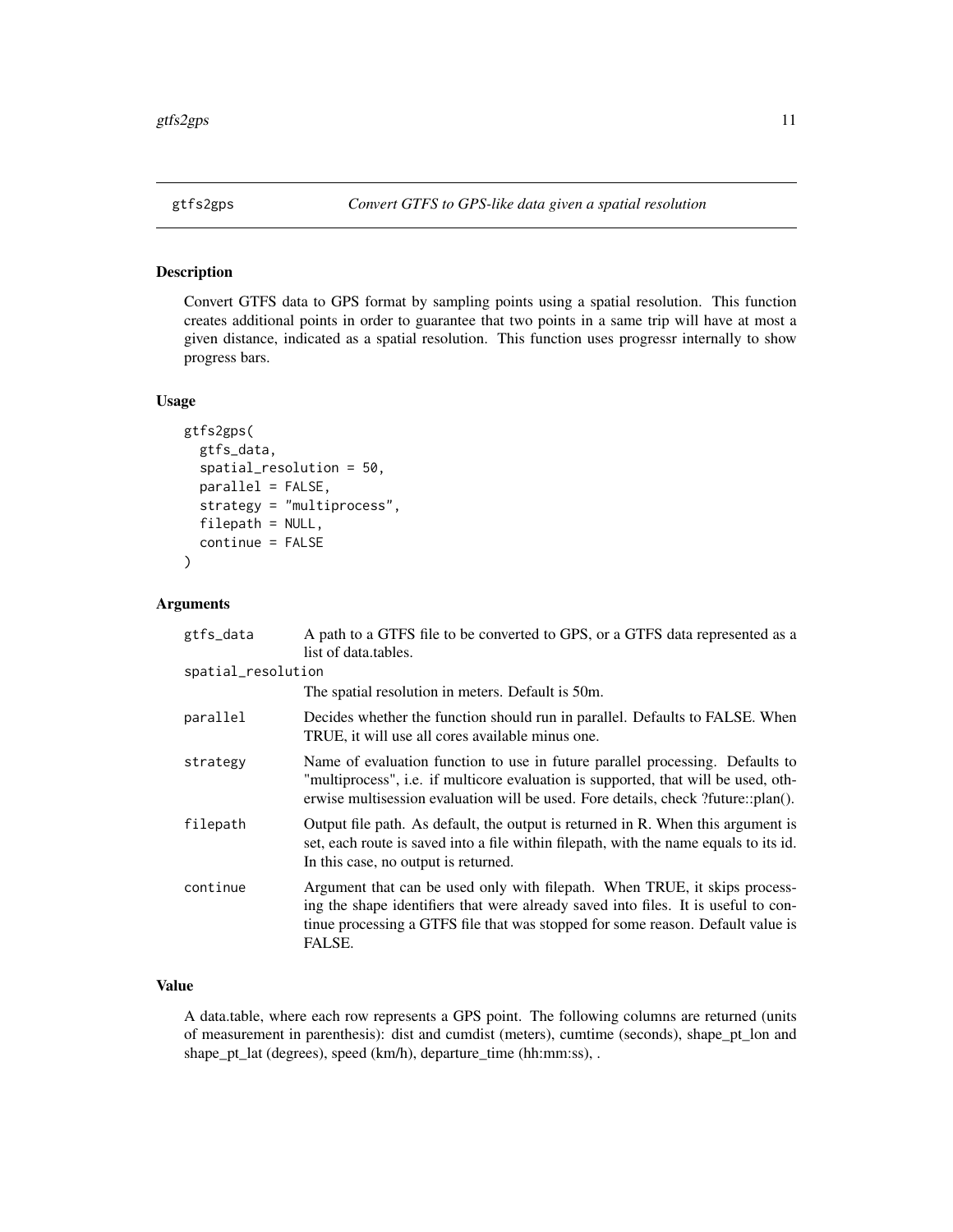# gtfs2gps — *Convert GTFS to GPS-like data given a spatial resolution*

## Description

Convert GTFS data to GPS format by sampling points using a spatial resolution. This function creates additional points in order to guarantee that two points in a same trip will have at most a given distance, indicated as a spatial resolution. This function uses progressr internally to show progress bars.

## Usage

```
gtfs2gps(
  gtfs_data,
  spatial_resolution = 50,
  parallel = FALSE,
  strategy = "multiprocess",
  filepath = NULL,
  continue = FALSE
)
```

## Arguments

| Argument | Description |
|---|---|
| gtfs_data | A path to a GTFS file to be converted to GPS, or a GTFS data represented as a list of data.tables. |
| spatial_resolution | The spatial resolution in meters. Default is 50m. |
| parallel | Decides whether the function should run in parallel. Defaults to FALSE. When TRUE, it will use all cores available minus one. |
| strategy | Name of evaluation function to use in future parallel processing. Defaults to "multiprocess", i.e. if multicore evaluation is supported, that will be used, otherwise multisession evaluation will be used. Fore details, check ?future::plan(). |
| filepath | Output file path. As default, the output is returned in R. When this argument is set, each route is saved into a file within filepath, with the name equals to its id. In this case, no output is returned. |
| continue | Argument that can be used only with filepath. When TRUE, it skips processing the shape identifiers that were already saved into files. It is useful to continue processing a GTFS file that was stopped for some reason. Default value is FALSE. |

## Value

A data.table, where each row represents a GPS point. The following columns are returned (units of measurement in parenthesis): dist and cumdist (meters), cumtime (seconds), shape_pt_lon and shape_pt_lat (degrees), speed (km/h), departure_time (hh:mm:ss), .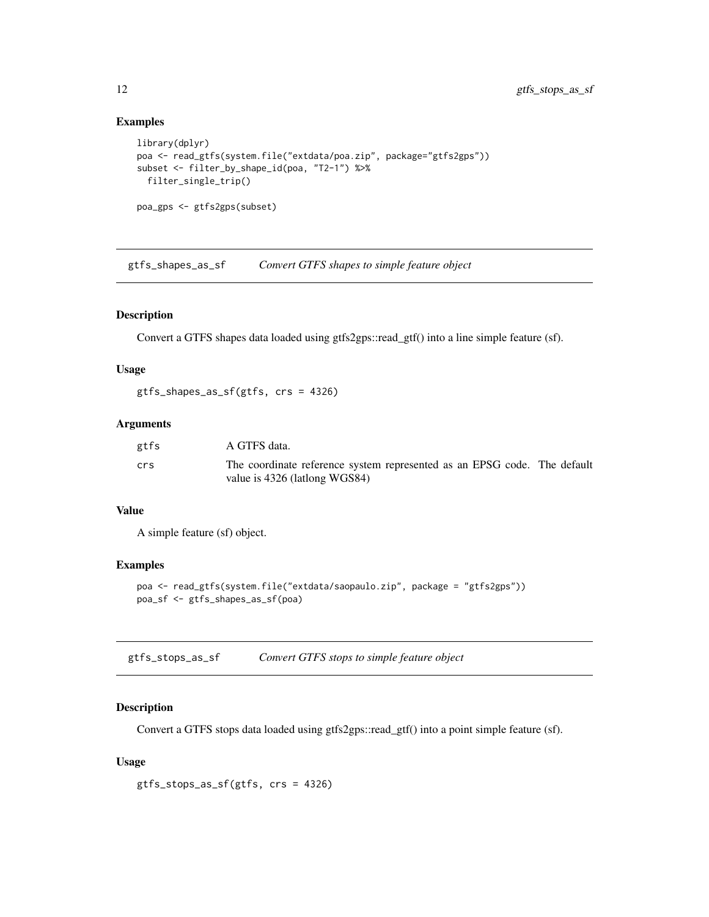### Examples

```
library(dplyr)
poa <- read_gtfs(system.file("extdata/poa.zip", package="gtfs2gps"))
subset <- filter_by_shape_id(poa, "T2-1") %>%
  filter_single_trip()

poa_gps <- gtfs2gps(subset)
```

---

## gtfs_shapes_as_sf — *Convert GTFS shapes to simple feature object*

### Description

Convert a GTFS shapes data loaded using gtfs2gps::read_gtf() into a line simple feature (sf).

### Usage

```
gtfs_shapes_as_sf(gtfs, crs = 4326)
```

### Arguments

| | |
|---|---|
| gtfs | A GTFS data. |
| crs | The coordinate reference system represented as an EPSG code. The default value is 4326 (latlong WGS84) |

### Value

A simple feature (sf) object.

### Examples

```
poa <- read_gtfs(system.file("extdata/saopaulo.zip", package = "gtfs2gps"))
poa_sf <- gtfs_shapes_as_sf(poa)
```

---

## gtfs_stops_as_sf — *Convert GTFS stops to simple feature object*

### Description

Convert a GTFS stops data loaded using gtfs2gps::read_gtf() into a point simple feature (sf).

### Usage

```
gtfs_stops_as_sf(gtfs, crs = 4326)
```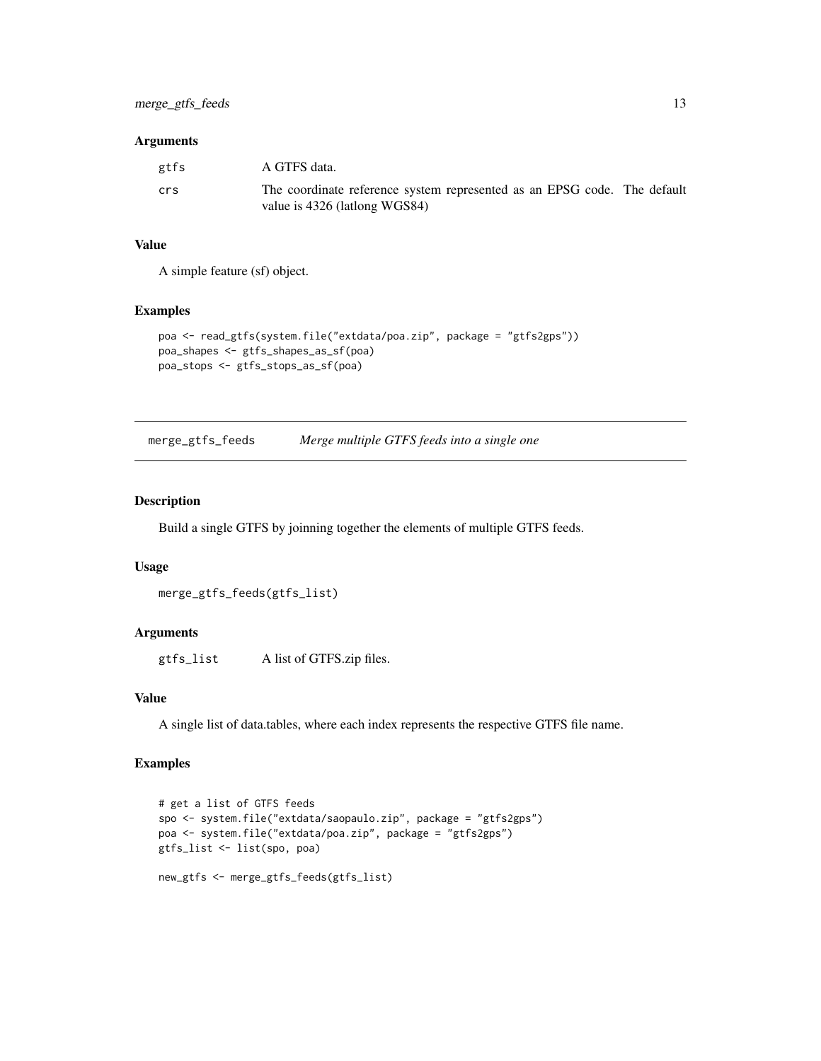### Arguments

| | |
|---|---|
| gtfs | A GTFS data. |
| crs | The coordinate reference system represented as an EPSG code. The default value is 4326 (latlong WGS84) |

### Value

A simple feature (sf) object.

### Examples

```
poa <- read_gtfs(system.file("extdata/poa.zip", package = "gtfs2gps"))
poa_shapes <- gtfs_shapes_as_sf(poa)
poa_stops <- gtfs_stops_as_sf(poa)
```

## merge_gtfs_feeds *Merge multiple GTFS feeds into a single one*

### Description

Build a single GTFS by joinning together the elements of multiple GTFS feeds.

### Usage

```
merge_gtfs_feeds(gtfs_list)
```

### Arguments

| | |
|---|---|
| gtfs_list | A list of GTFS.zip files. |

### Value

A single list of data.tables, where each index represents the respective GTFS file name.

### Examples

```
# get a list of GTFS feeds
spo <- system.file("extdata/saopaulo.zip", package = "gtfs2gps")
poa <- system.file("extdata/poa.zip", package = "gtfs2gps")
gtfs_list <- list(spo, poa)

new_gtfs <- merge_gtfs_feeds(gtfs_list)
```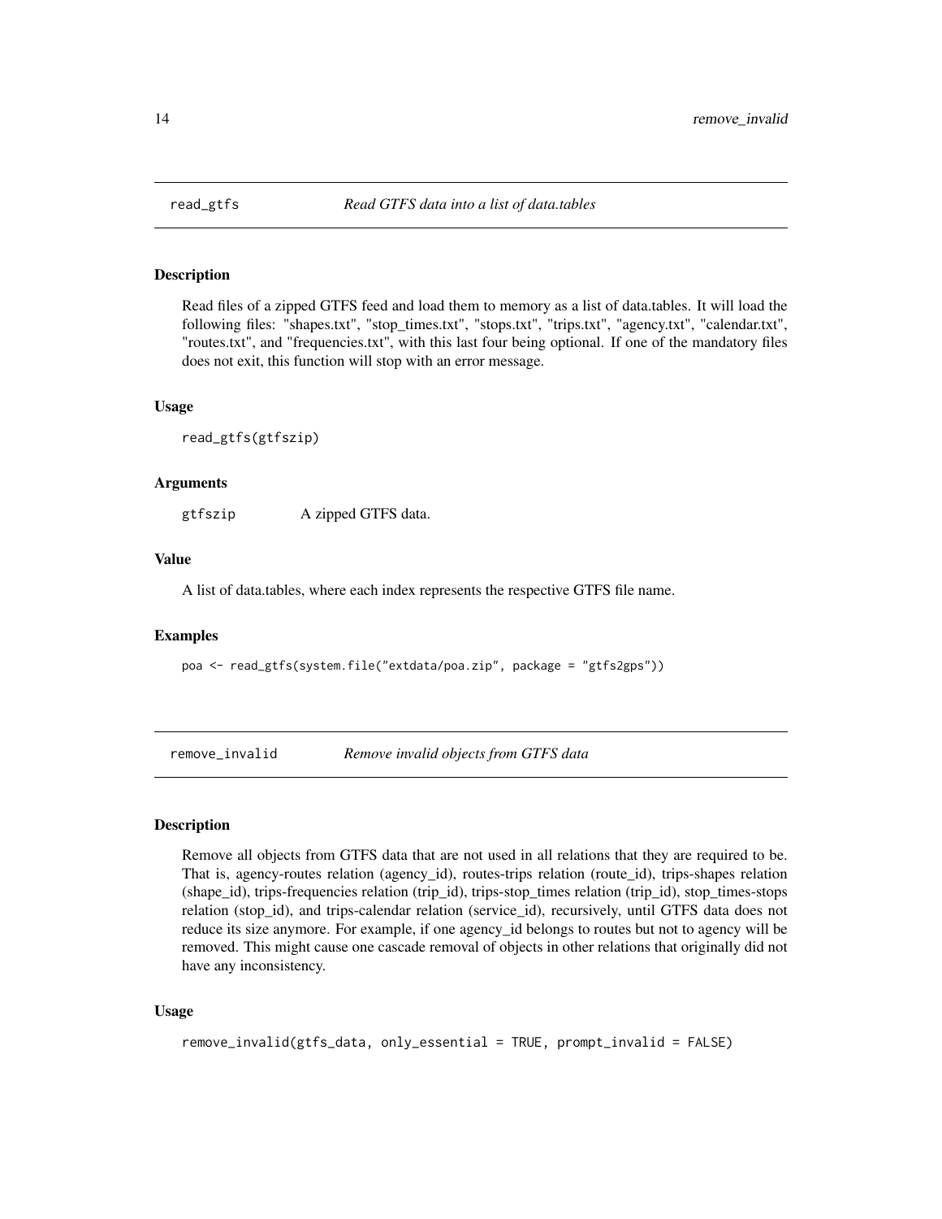## read_gtfs — *Read GTFS data into a list of data.tables*

### Description

Read files of a zipped GTFS feed and load them to memory as a list of data.tables. It will load the following files: "shapes.txt", "stop_times.txt", "stops.txt", "trips.txt", "agency.txt", "calendar.txt", "routes.txt", and "frequencies.txt", with this last four being optional. If one of the mandatory files does not exit, this function will stop with an error message.

### Usage

```
read_gtfs(gtfszip)
```

### Arguments

| | |
|---|---|
| gtfszip | A zipped GTFS data. |

### Value

A list of data.tables, where each index represents the respective GTFS file name.

### Examples

```
poa <- read_gtfs(system.file("extdata/poa.zip", package = "gtfs2gps"))
```

## remove_invalid — *Remove invalid objects from GTFS data*

### Description

Remove all objects from GTFS data that are not used in all relations that they are required to be. That is, agency-routes relation (agency_id), routes-trips relation (route_id), trips-shapes relation (shape_id), trips-frequencies relation (trip_id), trips-stop_times relation (trip_id), stop_times-stops relation (stop_id), and trips-calendar relation (service_id), recursively, until GTFS data does not reduce its size anymore. For example, if one agency_id belongs to routes but not to agency will be removed. This might cause one cascade removal of objects in other relations that originally did not have any inconsistency.

### Usage

```
remove_invalid(gtfs_data, only_essential = TRUE, prompt_invalid = FALSE)
```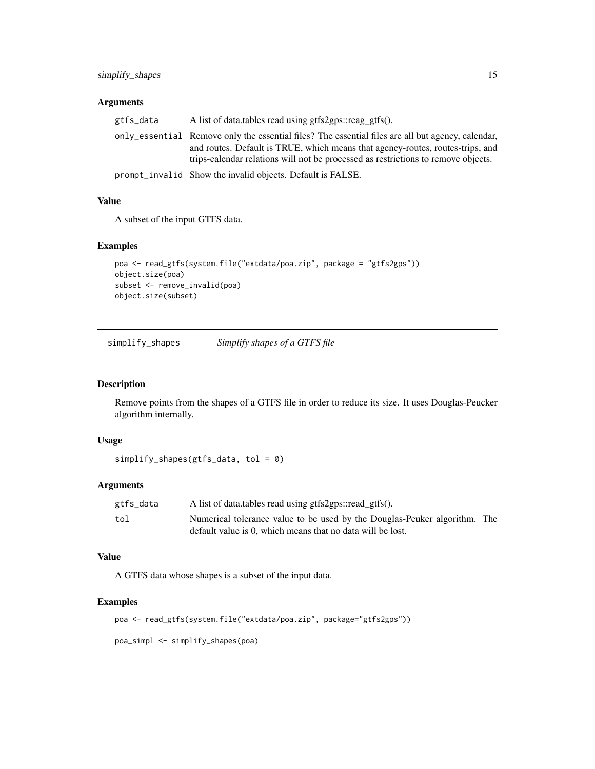## Arguments

| | |
|---|---|
| `gtfs_data` | A list of data.tables read using gtfs2gps::reag_gtfs(). |
| `only_essential` | Remove only the essential files? The essential files are all but agency, calendar, and routes. Default is TRUE, which means that agency-routes, routes-trips, and trips-calendar relations will not be processed as restrictions to remove objects. |
| `prompt_invalid` | Show the invalid objects. Default is FALSE. |

## Value

A subset of the input GTFS data.

## Examples

```
poa <- read_gtfs(system.file("extdata/poa.zip", package = "gtfs2gps"))
object.size(poa)
subset <- remove_invalid(poa)
object.size(subset)
```

---

# simplify_shapes — *Simplify shapes of a GTFS file*

## Description

Remove points from the shapes of a GTFS file in order to reduce its size. It uses Douglas-Peucker algorithm internally.

## Usage

```
simplify_shapes(gtfs_data, tol = 0)
```

## Arguments

| | |
|---|---|
| `gtfs_data` | A list of data.tables read using gtfs2gps::read_gtfs(). |
| `tol` | Numerical tolerance value to be used by the Douglas-Peuker algorithm. The default value is 0, which means that no data will be lost. |

## Value

A GTFS data whose shapes is a subset of the input data.

## Examples

```
poa <- read_gtfs(system.file("extdata/poa.zip", package="gtfs2gps"))

poa_simpl <- simplify_shapes(poa)
```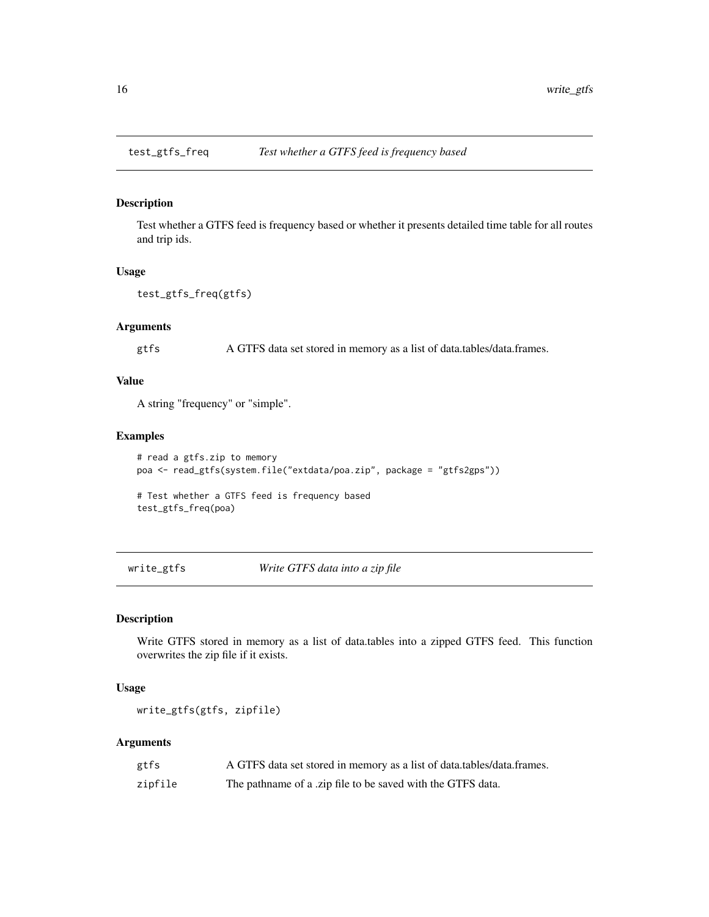## test_gtfs_freq — *Test whether a GTFS feed is frequency based*

### Description

Test whether a GTFS feed is frequency based or whether it presents detailed time table for all routes and trip ids.

### Usage

```
test_gtfs_freq(gtfs)
```

### Arguments

| | |
|---|---|
| gtfs | A GTFS data set stored in memory as a list of data.tables/data.frames. |

### Value

A string "frequency" or "simple".

### Examples

```
# read a gtfs.zip to memory
poa <- read_gtfs(system.file("extdata/poa.zip", package = "gtfs2gps"))

# Test whether a GTFS feed is frequency based
test_gtfs_freq(poa)
```

## write_gtfs — *Write GTFS data into a zip file*

### Description

Write GTFS stored in memory as a list of data.tables into a zipped GTFS feed. This function overwrites the zip file if it exists.

### Usage

```
write_gtfs(gtfs, zipfile)
```

### Arguments

| | |
|---|---|
| gtfs | A GTFS data set stored in memory as a list of data.tables/data.frames. |
| zipfile | The pathname of a .zip file to be saved with the GTFS data. |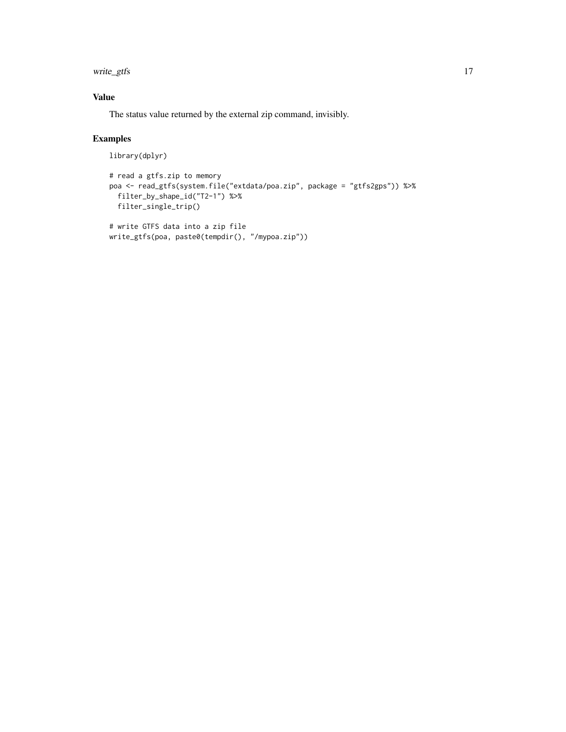## Value

The status value returned by the external zip command, invisibly.

## Examples

```
library(dplyr)

# read a gtfs.zip to memory
poa <- read_gtfs(system.file("extdata/poa.zip", package = "gtfs2gps")) %>%
  filter_by_shape_id("T2-1") %>%
  filter_single_trip()

# write GTFS data into a zip file
write_gtfs(poa, paste0(tempdir(), "/mypoa.zip"))
```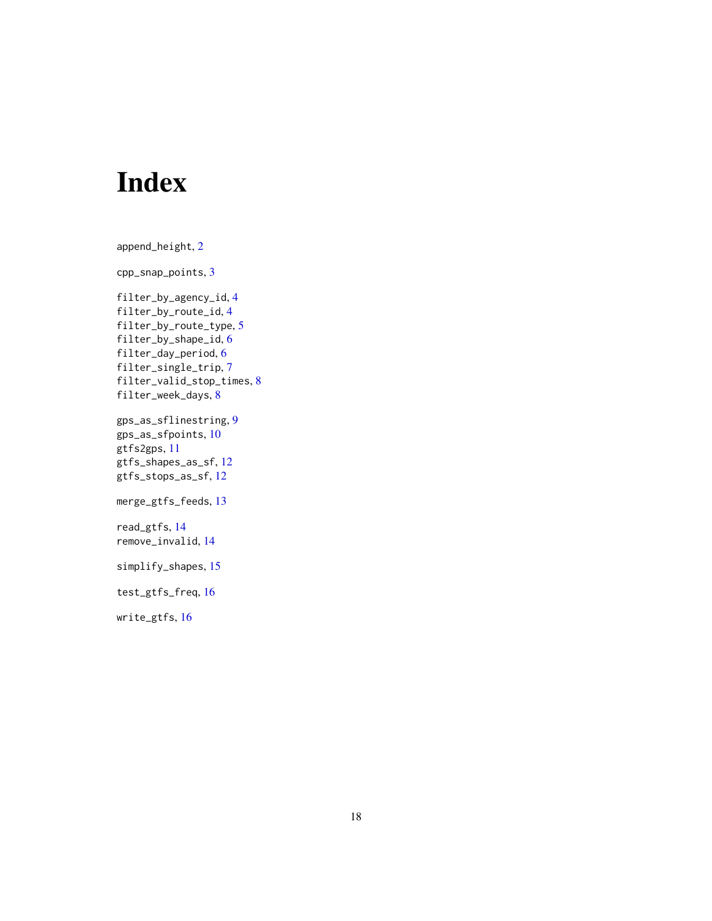# Index

append_height, 2

cpp_snap_points, 3

filter_by_agency_id, 4
filter_by_route_id, 4
filter_by_route_type, 5
filter_by_shape_id, 6
filter_day_period, 6
filter_single_trip, 7
filter_valid_stop_times, 8
filter_week_days, 8

gps_as_sflinestring, 9
gps_as_sfpoints, 10
gtfs2gps, 11
gtfs_shapes_as_sf, 12
gtfs_stops_as_sf, 12

merge_gtfs_feeds, 13

read_gtfs, 14
remove_invalid, 14

simplify_shapes, 15

test_gtfs_freq, 16

write_gtfs, 16